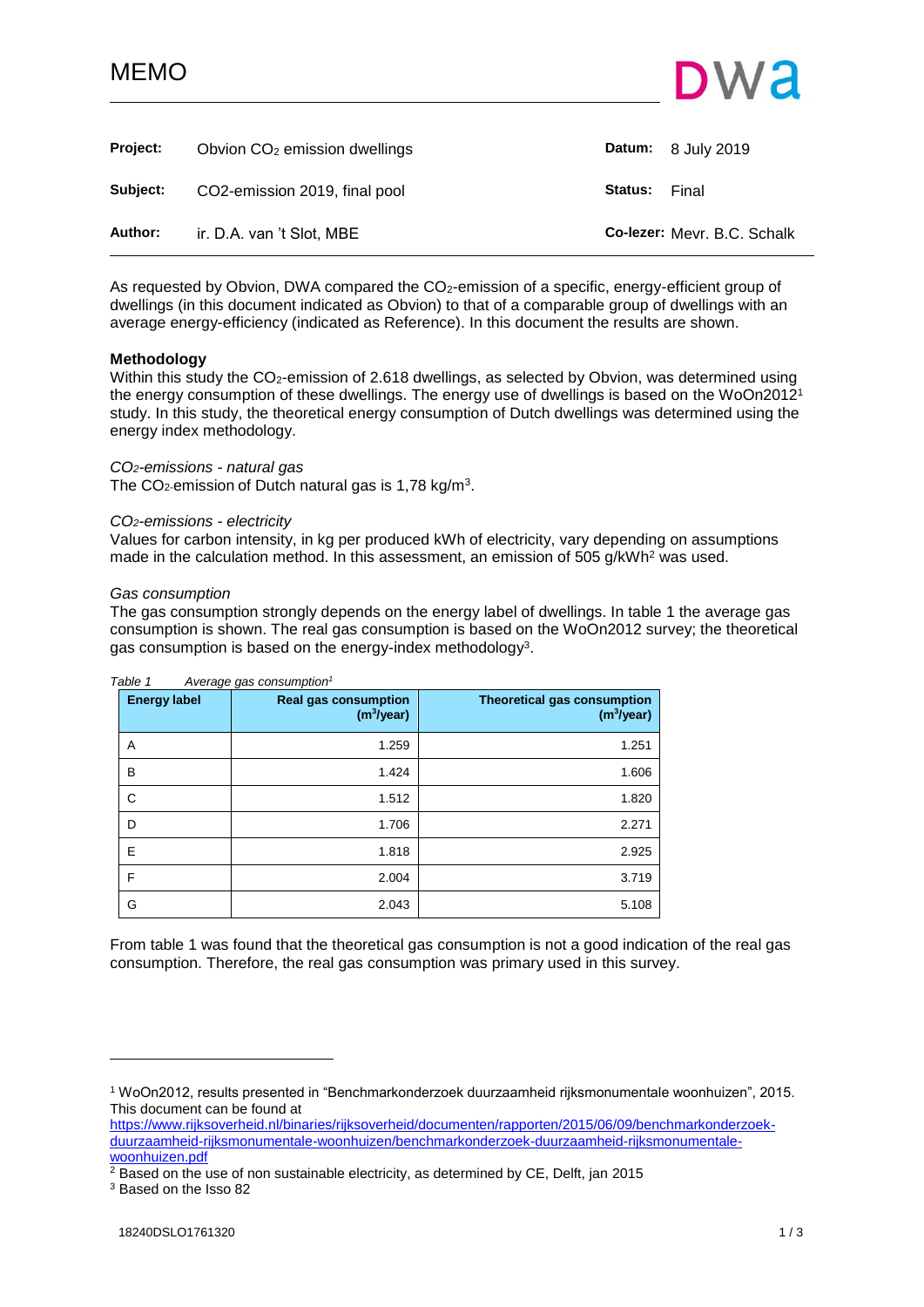# MEMO

| | | | |
|---|---|---|---|
| **Project:** | Obvion $CO_2$ emission dwellings | **Datum:** | 8 July 2019 |
| **Subject:** | CO2-emission 2019, final pool | **Status:** | Final |
| **Author:** | ir. D.A. van 't Slot, MBE | **Co-lezer:** | Mevr. B.C. Schalk |

As requested by Obvion, DWA compared the $CO_2$-emission of a specific, energy-efficient group of dwellings (in this document indicated as Obvion) to that of a comparable group of dwellings with an average energy-efficiency (indicated as Reference). In this document the results are shown.

## Methodology

Within this study the $CO_2$-emission of 2.618 dwellings, as selected by Obvion, was determined using the energy consumption of these dwellings. The energy use of dwellings is based on the WoOn2012[1] study. In this study, the theoretical energy consumption of Dutch dwellings was determined using the energy index methodology.

*$CO_2$-emissions - natural gas*
The $CO_2$-emission of Dutch natural gas is 1,78 kg/m$^3$.

*$CO_2$-emissions - electricity*
Values for carbon intensity, in kg per produced kWh of electricity, vary depending on assumptions made in the calculation method. In this assessment, an emission of 505 g/kWh[2] was used.

*Gas consumption*
The gas consumption strongly depends on the energy label of dwellings. In table 1 the average gas consumption is shown. The real gas consumption is based on the WoOn2012 survey; the theoretical gas consumption is based on the energy-index methodology[3].

*Table 1 Average gas consumption[1]*

| Energy label | Real gas consumption (m$^3$/year) | Theoretical gas consumption (m$^3$/year) |
|---|---:|---:|
| A | 1.259 | 1.251 |
| B | 1.424 | 1.606 |
| C | 1.512 | 1.820 |
| D | 1.706 | 2.271 |
| E | 1.818 | 2.925 |
| F | 2.004 | 3.719 |
| G | 2.043 | 5.108 |

From table 1 was found that the theoretical gas consumption is not a good indication of the real gas consumption. Therefore, the real gas consumption was primary used in this survey.

---

[1] WoOn2012, results presented in "Benchmarkonderzoek duurzaamheid rijksmonumentale woonhuizen", 2015. This document can be found at https://www.rijksoverheid.nl/binaries/rijksoverheid/documenten/rapporten/2015/06/09/benchmarkonderzoek-duurzaamheid-rijksmonumentale-woonhuizen/benchmarkonderzoek-duurzaamheid-rijksmonumentale-woonhuizen.pdf

[2] Based on the use of non sustainable electricity, as determined by CE, Delft, jan 2015

[3] Based on the Isso 82

18240DSLO1761320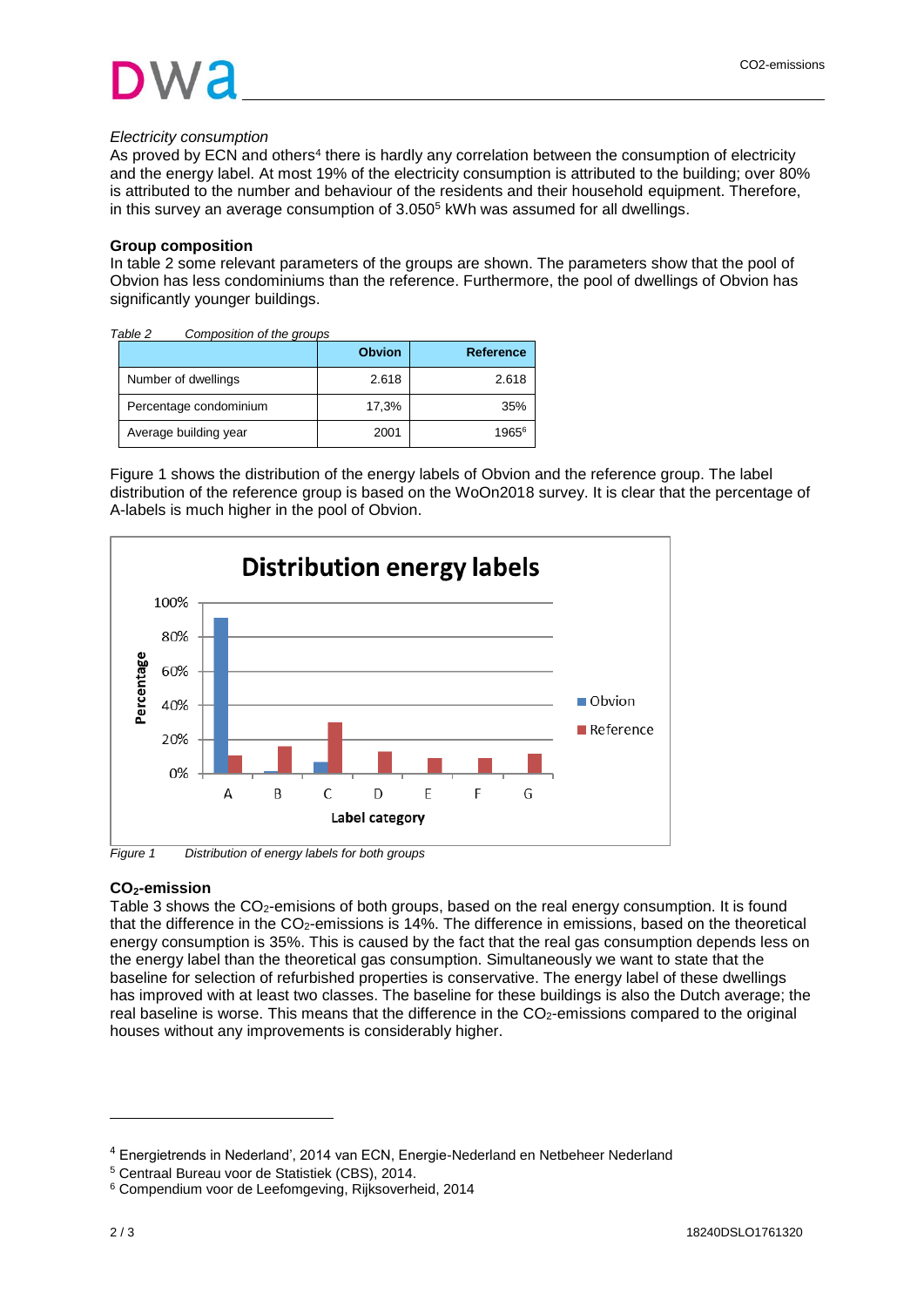*Electricity consumption*

As proved by ECN and others[4] there is hardly any correlation between the consumption of electricity and the energy label. At most 19% of the electricity consumption is attributed to the building; over 80% is attributed to the number and behaviour of the residents and their household equipment. Therefore, in this survey an average consumption of 3.050[5] kWh was assumed for all dwellings.

**Group composition**

In table 2 some relevant parameters of the groups are shown. The parameters show that the pool of Obvion has less condominiums than the reference. Furthermore, the pool of dwellings of Obvion has significantly younger buildings.

*Table 2 Composition of the groups*

| | Obvion | Reference |
|---|---|---|
| Number of dwellings | 2.618 | 2.618 |
| Percentage condominium | 17,3% | 35% |
| Average building year | 2001 | 1965[6] |

Figure 1 shows the distribution of the energy labels of Obvion and the reference group. The label distribution of the reference group is based on the WoOn2018 survey. It is clear that the percentage of A-labels is much higher in the pool of Obvion.

*Figure 1 Distribution of energy labels for both groups*

**$CO_2$-emission**

Table 3 shows the $CO_2$-emisions of both groups, based on the real energy consumption. It is found that the difference in the $CO_2$-emissions is 14%. The difference in emissions, based on the theoretical energy consumption is 35%. This is caused by the fact that the real gas consumption depends less on the energy label than the theoretical gas consumption. Simultaneously we want to state that the baseline for selection of refurbished properties is conservative. The energy label of these dwellings has improved with at least two classes. The baseline for these buildings is also the Dutch average; the real baseline is worse. This means that the difference in the $CO_2$-emissions compared to the original houses without any improvements is considerably higher.

---

[4] Energietrends in Nederland', 2014 van ECN, Energie-Nederland en Netbeheer Nederland

[5] Centraal Bureau voor de Statistiek (CBS), 2014.

[6] Compendium voor de Leefomgeving, Rijksoverheid, 2014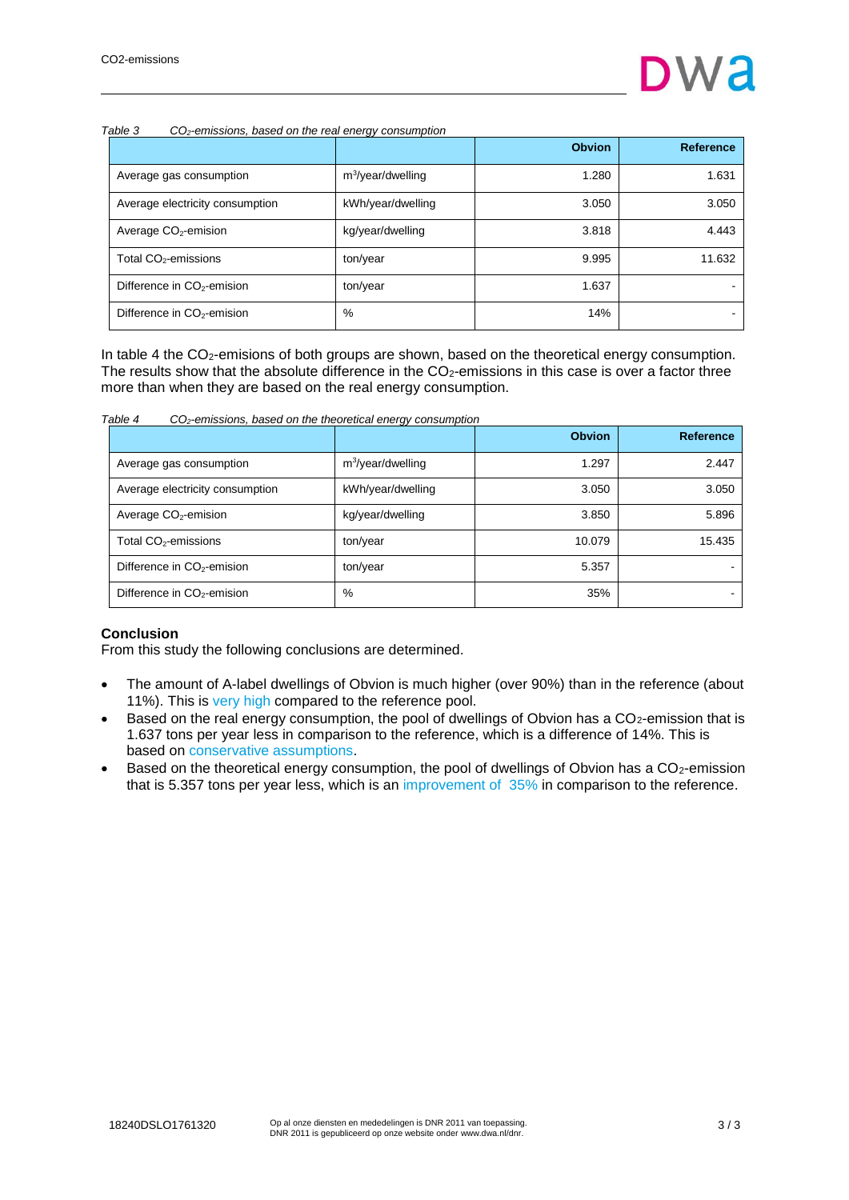*Table 3 $CO_2$-emissions, based on the real energy consumption*

| | | Obvion | Reference |
|---|---|---|---|
| Average gas consumption | $m^3$/year/dwelling | 1.280 | 1.631 |
| Average electricity consumption | kWh/year/dwelling | 3.050 | 3.050 |
| Average $CO_2$-emision | kg/year/dwelling | 3.818 | 4.443 |
| Total $CO_2$-emissions | ton/year | 9.995 | 11.632 |
| Difference in $CO_2$-emision | ton/year | 1.637 | - |
| Difference in $CO_2$-emision | % | 14% | - |

In table 4 the $CO_2$-emisions of both groups are shown, based on the theoretical energy consumption. The results show that the absolute difference in the $CO_2$-emissions in this case is over a factor three more than when they are based on the real energy consumption.

*Table 4 $CO_2$-emissions, based on the theoretical energy consumption*

| | | Obvion | Reference |
|---|---|---|---|
| Average gas consumption | $m^3$/year/dwelling | 1.297 | 2.447 |
| Average electricity consumption | kWh/year/dwelling | 3.050 | 3.050 |
| Average $CO_2$-emision | kg/year/dwelling | 3.850 | 5.896 |
| Total $CO_2$-emissions | ton/year | 10.079 | 15.435 |
| Difference in $CO_2$-emision | ton/year | 5.357 | - |
| Difference in $CO_2$-emision | % | 35% | - |

**Conclusion**

From this study the following conclusions are determined.

- The amount of A-label dwellings of Obvion is much higher (over 90%) than in the reference (about 11%). This is very high compared to the reference pool.
- Based on the real energy consumption, the pool of dwellings of Obvion has a $CO_2$-emission that is 1.637 tons per year less in comparison to the reference, which is a difference of 14%. This is based on conservative assumptions.
- Based on the theoretical energy consumption, the pool of dwellings of Obvion has a $CO_2$-emission that is 5.357 tons per year less, which is an improvement of 35% in comparison to the reference.

18240DSLO1761320

Op al onze diensten en mededelingen is DNR 2011 van toepassing.
DNR 2011 is gepubliceerd op onze website onder www.dwa.nl/dnr.